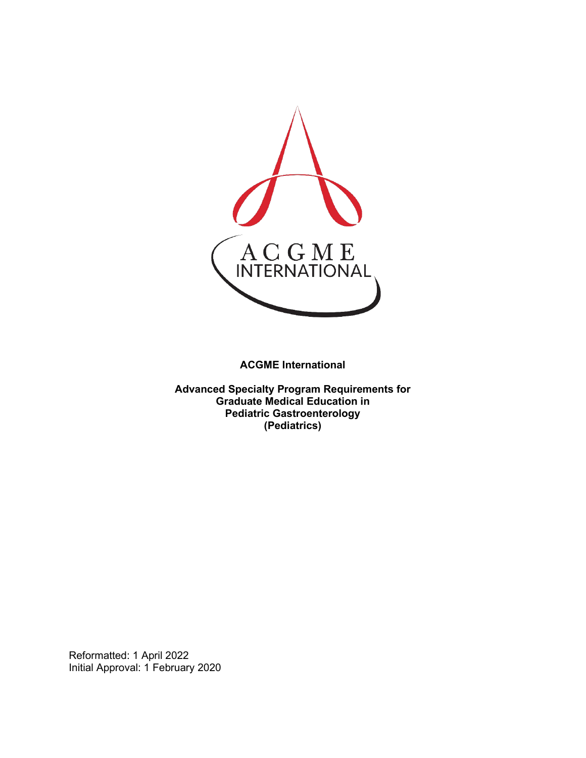**ACGME International**

**Advanced Specialty Program Requirements for Graduate Medical Education in Pediatric Gastroenterology (Pediatrics)**

Reformatted: 1 April 2022
Initial Approval: 1 February 2020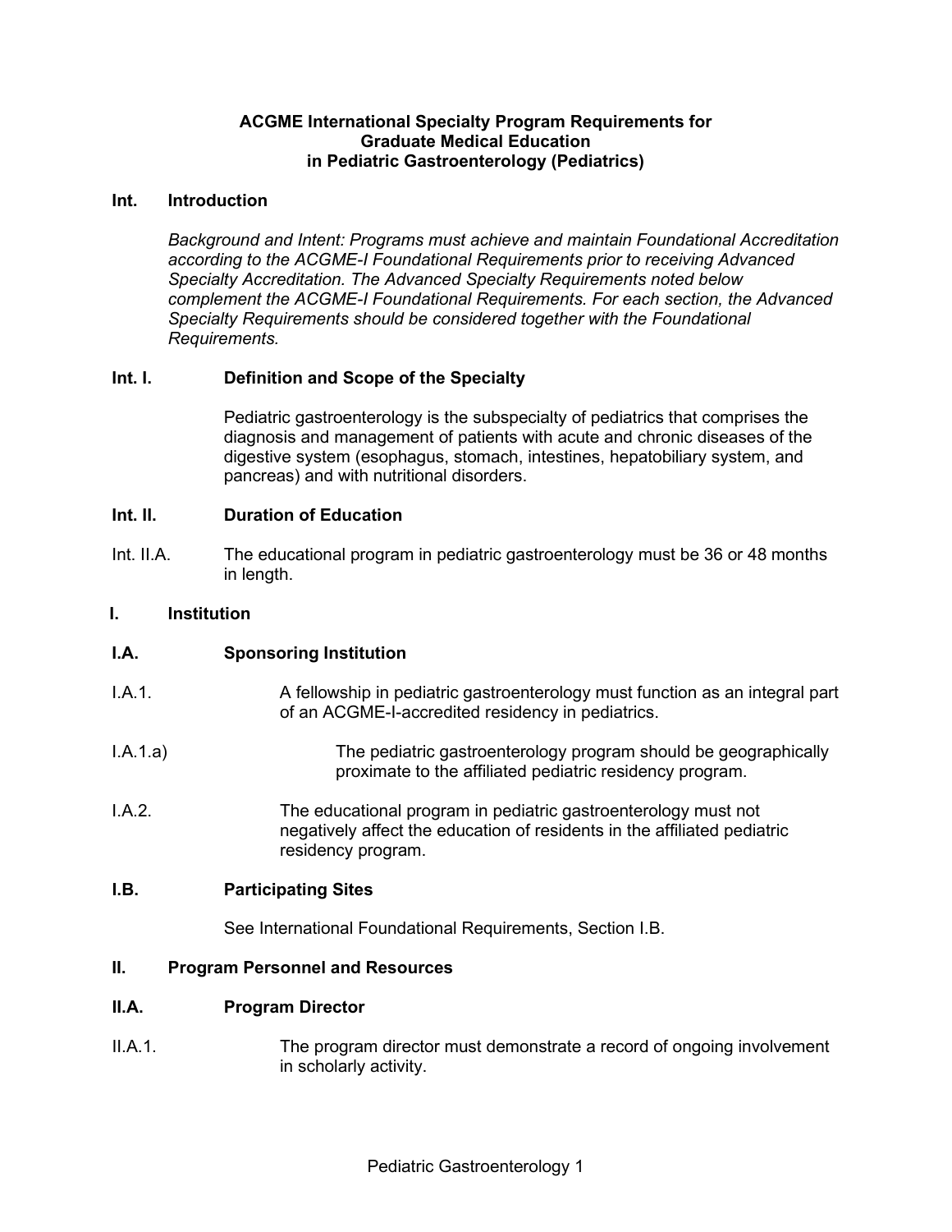# ACGME International Specialty Program Requirements for Graduate Medical Education in Pediatric Gastroenterology (Pediatrics)

## Int. Introduction

*Background and Intent: Programs must achieve and maintain Foundational Accreditation according to the ACGME-I Foundational Requirements prior to receiving Advanced Specialty Accreditation. The Advanced Specialty Requirements noted below complement the ACGME-I Foundational Requirements. For each section, the Advanced Specialty Requirements should be considered together with the Foundational Requirements.*

### Int. I. Definition and Scope of the Specialty

Pediatric gastroenterology is the subspecialty of pediatrics that comprises the diagnosis and management of patients with acute and chronic diseases of the digestive system (esophagus, stomach, intestines, hepatobiliary system, and pancreas) and with nutritional disorders.

### Int. II. Duration of Education

Int. II.A. The educational program in pediatric gastroenterology must be 36 or 48 months in length.

## I. Institution

### I.A. Sponsoring Institution

I.A.1. A fellowship in pediatric gastroenterology must function as an integral part of an ACGME-I-accredited residency in pediatrics.

I.A.1.a) The pediatric gastroenterology program should be geographically proximate to the affiliated pediatric residency program.

I.A.2. The educational program in pediatric gastroenterology must not negatively affect the education of residents in the affiliated pediatric residency program.

### I.B. Participating Sites

See International Foundational Requirements, Section I.B.

## II. Program Personnel and Resources

### II.A. Program Director

II.A.1. The program director must demonstrate a record of ongoing involvement in scholarly activity.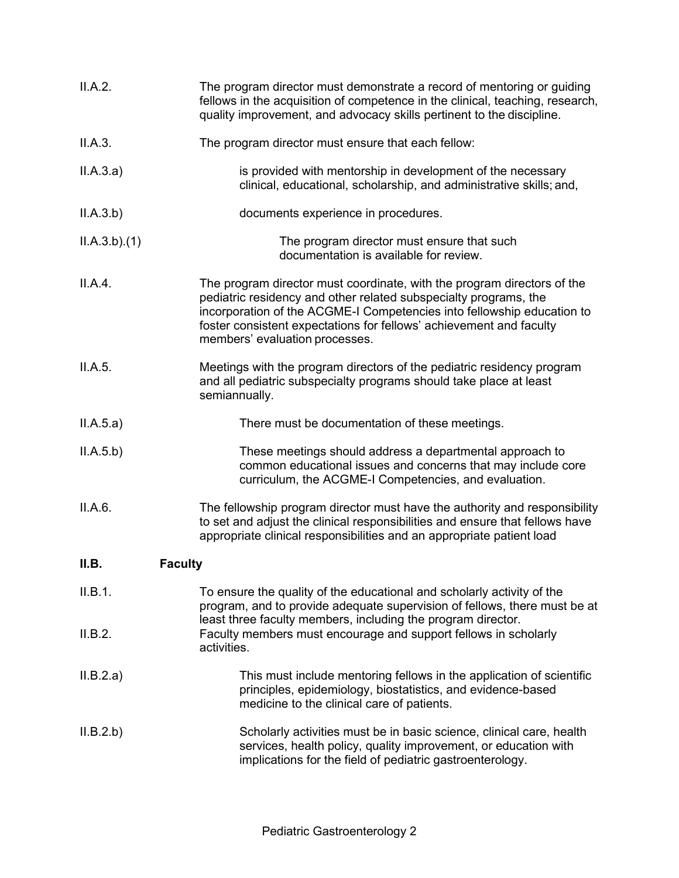II.A.2. The program director must demonstrate a record of mentoring or guiding fellows in the acquisition of competence in the clinical, teaching, research, quality improvement, and advocacy skills pertinent to the discipline.

II.A.3. The program director must ensure that each fellow:

II.A.3.a) is provided with mentorship in development of the necessary clinical, educational, scholarship, and administrative skills; and,

II.A.3.b) documents experience in procedures.

II.A.3.b).(1) The program director must ensure that such documentation is available for review.

II.A.4. The program director must coordinate, with the program directors of the pediatric residency and other related subspecialty programs, the incorporation of the ACGME-I Competencies into fellowship education to foster consistent expectations for fellows' achievement and faculty members' evaluation processes.

II.A.5. Meetings with the program directors of the pediatric residency program and all pediatric subspecialty programs should take place at least semiannually.

II.A.5.a) There must be documentation of these meetings.

II.A.5.b) These meetings should address a departmental approach to common educational issues and concerns that may include core curriculum, the ACGME-I Competencies, and evaluation.

II.A.6. The fellowship program director must have the authority and responsibility to set and adjust the clinical responsibilities and ensure that fellows have appropriate clinical responsibilities and an appropriate patient load

## II.B. Faculty

II.B.1. To ensure the quality of the educational and scholarly activity of the program, and to provide adequate supervision of fellows, there must be at least three faculty members, including the program director.

II.B.2. Faculty members must encourage and support fellows in scholarly activities.

II.B.2.a) This must include mentoring fellows in the application of scientific principles, epidemiology, biostatistics, and evidence-based medicine to the clinical care of patients.

II.B.2.b) Scholarly activities must be in basic science, clinical care, health services, health policy, quality improvement, or education with implications for the field of pediatric gastroenterology.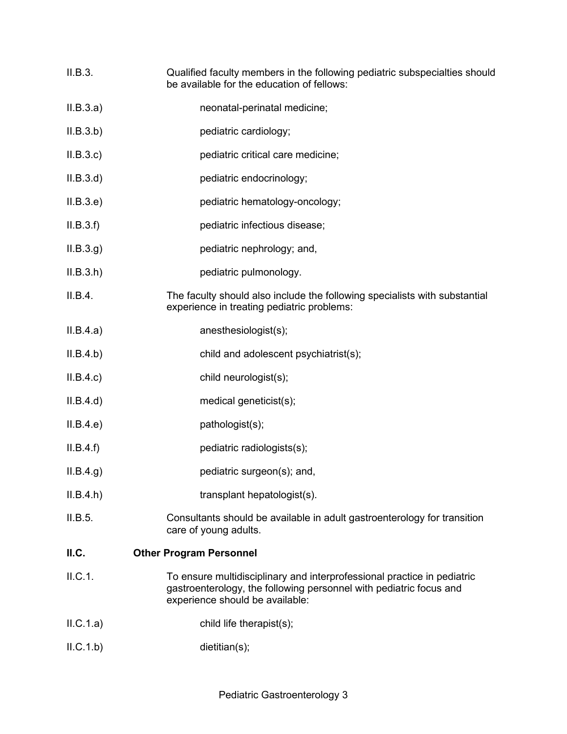II.B.3. Qualified faculty members in the following pediatric subspecialties should be available for the education of fellows:

II.B.3.a) neonatal-perinatal medicine;

II.B.3.b) pediatric cardiology;

II.B.3.c) pediatric critical care medicine;

II.B.3.d) pediatric endocrinology;

II.B.3.e) pediatric hematology-oncology;

II.B.3.f) pediatric infectious disease;

II.B.3.g) pediatric nephrology; and,

II.B.3.h) pediatric pulmonology.

II.B.4. The faculty should also include the following specialists with substantial experience in treating pediatric problems:

II.B.4.a) anesthesiologist(s);

II.B.4.b) child and adolescent psychiatrist(s);

II.B.4.c) child neurologist(s);

II.B.4.d) medical geneticist(s);

II.B.4.e) pathologist(s);

II.B.4.f) pediatric radiologists(s);

II.B.4.g) pediatric surgeon(s); and,

II.B.4.h) transplant hepatologist(s).

II.B.5. Consultants should be available in adult gastroenterology for transition care of young adults.

## II.C. Other Program Personnel

II.C.1. To ensure multidisciplinary and interprofessional practice in pediatric gastroenterology, the following personnel with pediatric focus and experience should be available:

II.C.1.a) child life therapist(s);

II.C.1.b) dietitian(s);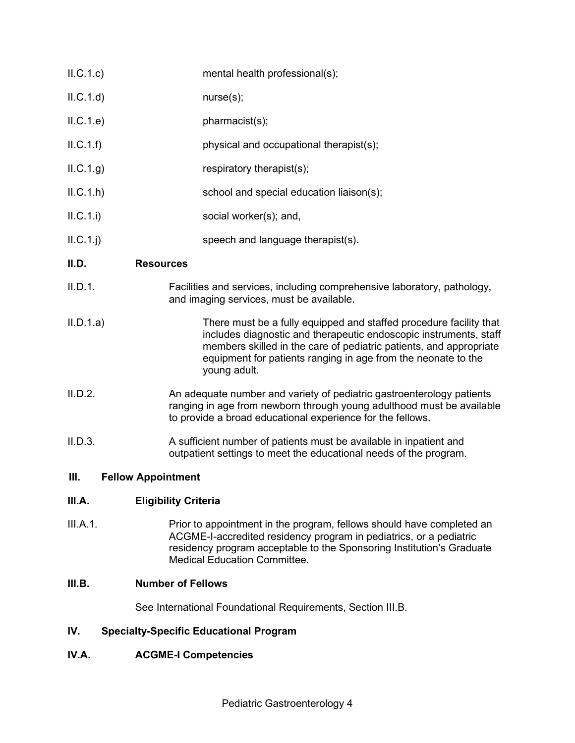II.C.1.c) mental health professional(s);

II.C.1.d) nurse(s);

II.C.1.e) pharmacist(s);

II.C.1.f) physical and occupational therapist(s);

II.C.1.g) respiratory therapist(s);

II.C.1.h) school and special education liaison(s);

II.C.1.i) social worker(s); and,

II.C.1.j) speech and language therapist(s).

**II.D. Resources**

II.D.1. Facilities and services, including comprehensive laboratory, pathology, and imaging services, must be available.

II.D.1.a) There must be a fully equipped and staffed procedure facility that includes diagnostic and therapeutic endoscopic instruments, staff members skilled in the care of pediatric patients, and appropriate equipment for patients ranging in age from the neonate to the young adult.

II.D.2. An adequate number and variety of pediatric gastroenterology patients ranging in age from newborn through young adulthood must be available to provide a broad educational experience for the fellows.

II.D.3. A sufficient number of patients must be available in inpatient and outpatient settings to meet the educational needs of the program.

**III. Fellow Appointment**

**III.A. Eligibility Criteria**

III.A.1. Prior to appointment in the program, fellows should have completed an ACGME-I-accredited residency program in pediatrics, or a pediatric residency program acceptable to the Sponsoring Institution's Graduate Medical Education Committee.

**III.B. Number of Fellows**

See International Foundational Requirements, Section III.B.

**IV. Specialty-Specific Educational Program**

**IV.A. ACGME-I Competencies**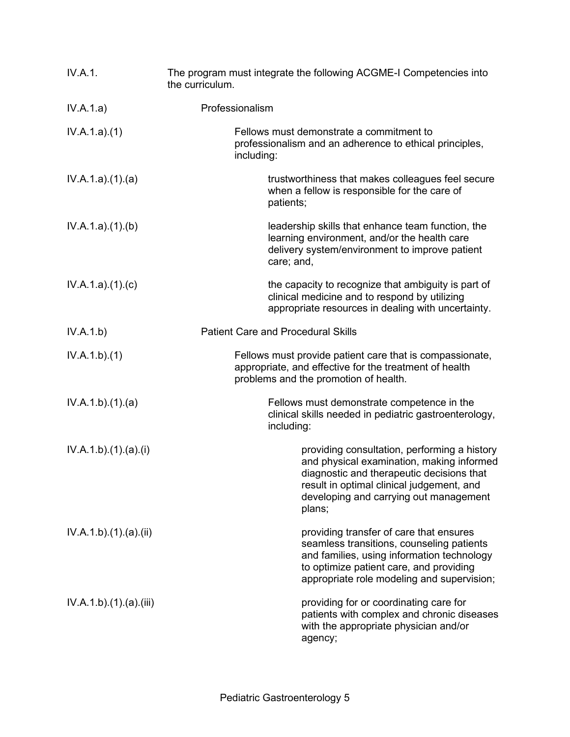| | |
|---|---|
| IV.A.1. | The program must integrate the following ACGME-I Competencies into the curriculum. |
| IV.A.1.a) | Professionalism |
| IV.A.1.a).(1) | Fellows must demonstrate a commitment to professionalism and an adherence to ethical principles, including: |
| IV.A.1.a).(1).(a) | trustworthiness that makes colleagues feel secure when a fellow is responsible for the care of patients; |
| IV.A.1.a).(1).(b) | leadership skills that enhance team function, the learning environment, and/or the health care delivery system/environment to improve patient care; and, |
| IV.A.1.a).(1).(c) | the capacity to recognize that ambiguity is part of clinical medicine and to respond by utilizing appropriate resources in dealing with uncertainty. |
| IV.A.1.b) | Patient Care and Procedural Skills |
| IV.A.1.b).(1) | Fellows must provide patient care that is compassionate, appropriate, and effective for the treatment of health problems and the promotion of health. |
| IV.A.1.b).(1).(a) | Fellows must demonstrate competence in the clinical skills needed in pediatric gastroenterology, including: |
| IV.A.1.b).(1).(a).(i) | providing consultation, performing a history and physical examination, making informed diagnostic and therapeutic decisions that result in optimal clinical judgement, and developing and carrying out management plans; |
| IV.A.1.b).(1).(a).(ii) | providing transfer of care that ensures seamless transitions, counseling patients and families, using information technology to optimize patient care, and providing appropriate role modeling and supervision; |
| IV.A.1.b).(1).(a).(iii) | providing for or coordinating care for patients with complex and chronic diseases with the appropriate physician and/or agency; |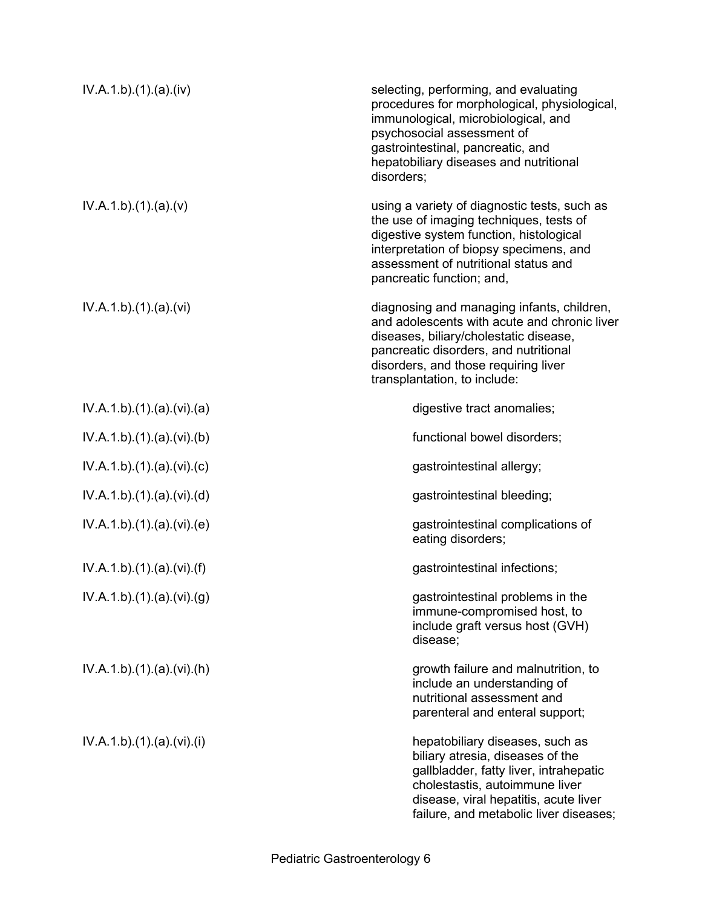| | |
|---|---|
| IV.A.1.b).(1).(a).(iv) | selecting, performing, and evaluating procedures for morphological, physiological, immunological, microbiological, and psychosocial assessment of gastrointestinal, pancreatic, and hepatobiliary diseases and nutritional disorders; |
| IV.A.1.b).(1).(a).(v) | using a variety of diagnostic tests, such as the use of imaging techniques, tests of digestive system function, histological interpretation of biopsy specimens, and assessment of nutritional status and pancreatic function; and, |
| IV.A.1.b).(1).(a).(vi) | diagnosing and managing infants, children, and adolescents with acute and chronic liver diseases, biliary/cholestatic disease, pancreatic disorders, and nutritional disorders, and those requiring liver transplantation, to include: |
| IV.A.1.b).(1).(a).(vi).(a) | digestive tract anomalies; |
| IV.A.1.b).(1).(a).(vi).(b) | functional bowel disorders; |
| IV.A.1.b).(1).(a).(vi).(c) | gastrointestinal allergy; |
| IV.A.1.b).(1).(a).(vi).(d) | gastrointestinal bleeding; |
| IV.A.1.b).(1).(a).(vi).(e) | gastrointestinal complications of eating disorders; |
| IV.A.1.b).(1).(a).(vi).(f) | gastrointestinal infections; |
| IV.A.1.b).(1).(a).(vi).(g) | gastrointestinal problems in the immune-compromised host, to include graft versus host (GVH) disease; |
| IV.A.1.b).(1).(a).(vi).(h) | growth failure and malnutrition, to include an understanding of nutritional assessment and parenteral and enteral support; |
| IV.A.1.b).(1).(a).(vi).(i) | hepatobiliary diseases, such as biliary atresia, diseases of the gallbladder, fatty liver, intrahepatic cholestastis, autoimmune liver disease, viral hepatitis, acute liver failure, and metabolic liver diseases; |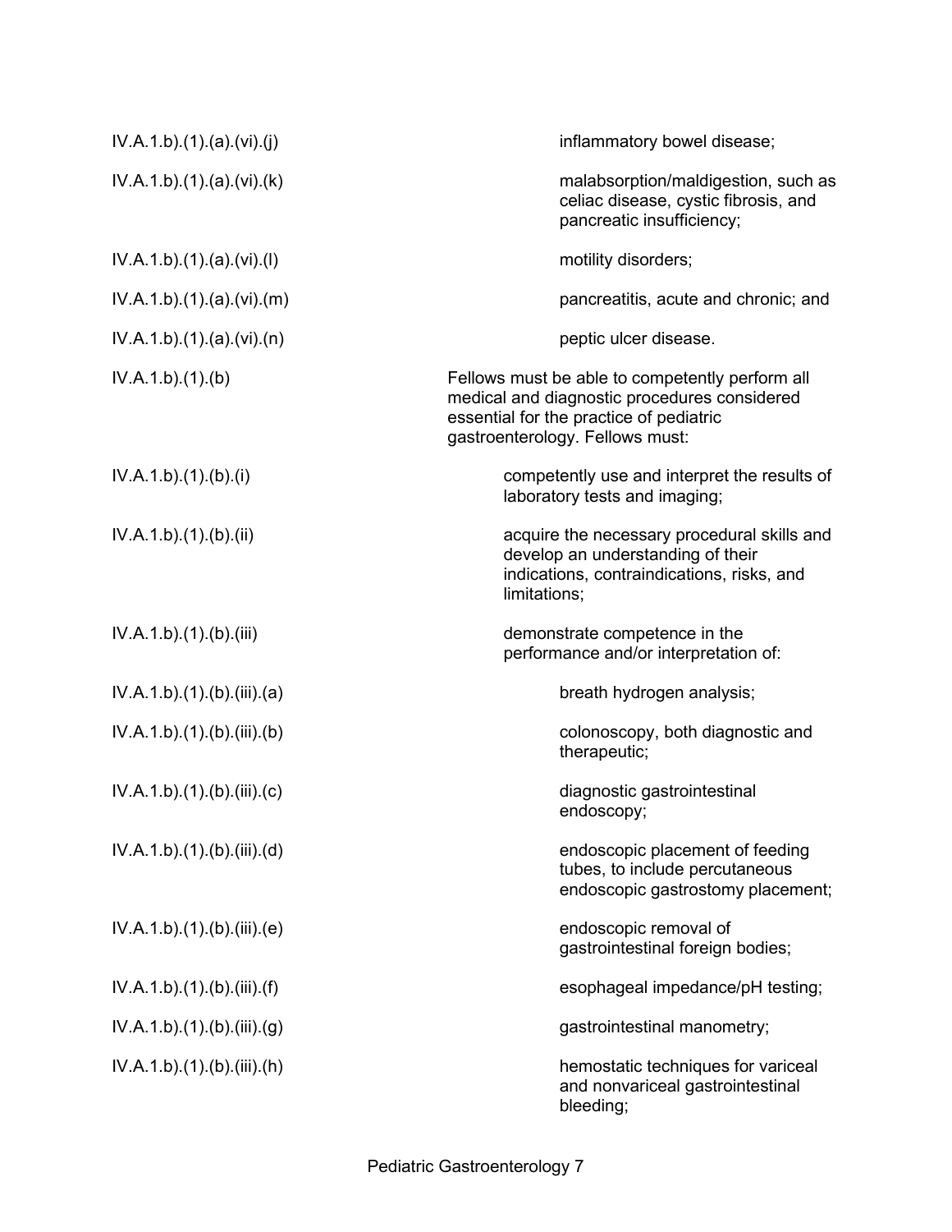IV.A.1.b).(1).(a).(vi).(j) inflammatory bowel disease;

IV.A.1.b).(1).(a).(vi).(k) malabsorption/maldigestion, such as celiac disease, cystic fibrosis, and pancreatic insufficiency;

IV.A.1.b).(1).(a).(vi).(l) motility disorders;

IV.A.1.b).(1).(a).(vi).(m) pancreatitis, acute and chronic; and

IV.A.1.b).(1).(a).(vi).(n) peptic ulcer disease.

IV.A.1.b).(1).(b) Fellows must be able to competently perform all medical and diagnostic procedures considered essential for the practice of pediatric gastroenterology. Fellows must:

IV.A.1.b).(1).(b).(i) competently use and interpret the results of laboratory tests and imaging;

IV.A.1.b).(1).(b).(ii) acquire the necessary procedural skills and develop an understanding of their indications, contraindications, risks, and limitations;

IV.A.1.b).(1).(b).(iii) demonstrate competence in the performance and/or interpretation of:

IV.A.1.b).(1).(b).(iii).(a) breath hydrogen analysis;

IV.A.1.b).(1).(b).(iii).(b) colonoscopy, both diagnostic and therapeutic;

IV.A.1.b).(1).(b).(iii).(c) diagnostic gastrointestinal endoscopy;

IV.A.1.b).(1).(b).(iii).(d) endoscopic placement of feeding tubes, to include percutaneous endoscopic gastrostomy placement;

IV.A.1.b).(1).(b).(iii).(e) endoscopic removal of gastrointestinal foreign bodies;

IV.A.1.b).(1).(b).(iii).(f) esophageal impedance/pH testing;

IV.A.1.b).(1).(b).(iii).(g) gastrointestinal manometry;

IV.A.1.b).(1).(b).(iii).(h) hemostatic techniques for variceal and nonvariceal gastrointestinal bleeding;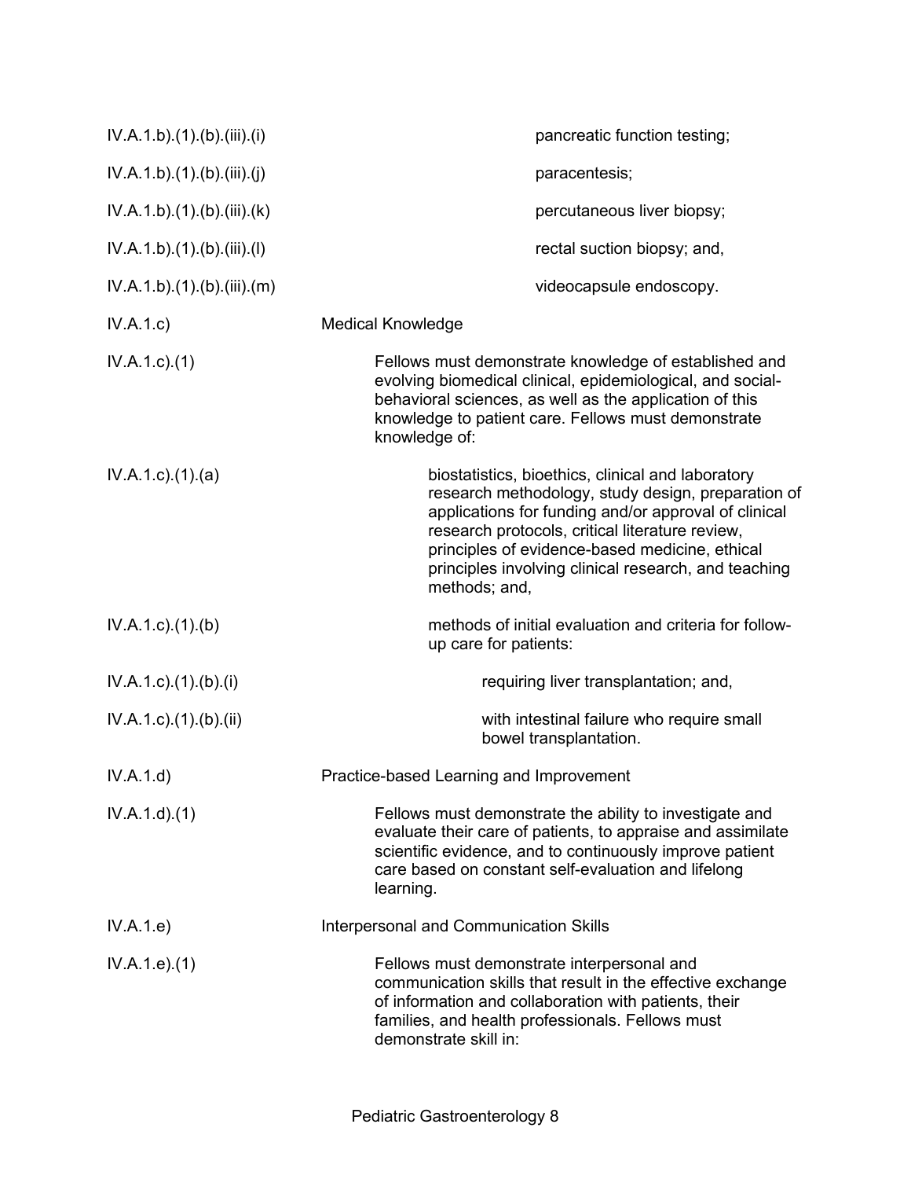| | |
|---|---|
| IV.A.1.b).(1).(b).(iii).(i) | pancreatic function testing; |
| IV.A.1.b).(1).(b).(iii).(j) | paracentesis; |
| IV.A.1.b).(1).(b).(iii).(k) | percutaneous liver biopsy; |
| IV.A.1.b).(1).(b).(iii).(l) | rectal suction biopsy; and, |
| IV.A.1.b).(1).(b).(iii).(m) | videocapsule endoscopy. |
| IV.A.1.c) | Medical Knowledge |
| IV.A.1.c).(1) | Fellows must demonstrate knowledge of established and evolving biomedical clinical, epidemiological, and social-behavioral sciences, as well as the application of this knowledge to patient care. Fellows must demonstrate knowledge of: |
| IV.A.1.c).(1).(a) | biostatistics, bioethics, clinical and laboratory research methodology, study design, preparation of applications for funding and/or approval of clinical research protocols, critical literature review, principles of evidence-based medicine, ethical principles involving clinical research, and teaching methods; and, |
| IV.A.1.c).(1).(b) | methods of initial evaluation and criteria for follow-up care for patients: |
| IV.A.1.c).(1).(b).(i) | requiring liver transplantation; and, |
| IV.A.1.c).(1).(b).(ii) | with intestinal failure who require small bowel transplantation. |
| IV.A.1.d) | Practice-based Learning and Improvement |
| IV.A.1.d).(1) | Fellows must demonstrate the ability to investigate and evaluate their care of patients, to appraise and assimilate scientific evidence, and to continuously improve patient care based on constant self-evaluation and lifelong learning. |
| IV.A.1.e) | Interpersonal and Communication Skills |
| IV.A.1.e).(1) | Fellows must demonstrate interpersonal and communication skills that result in the effective exchange of information and collaboration with patients, their families, and health professionals. Fellows must demonstrate skill in: |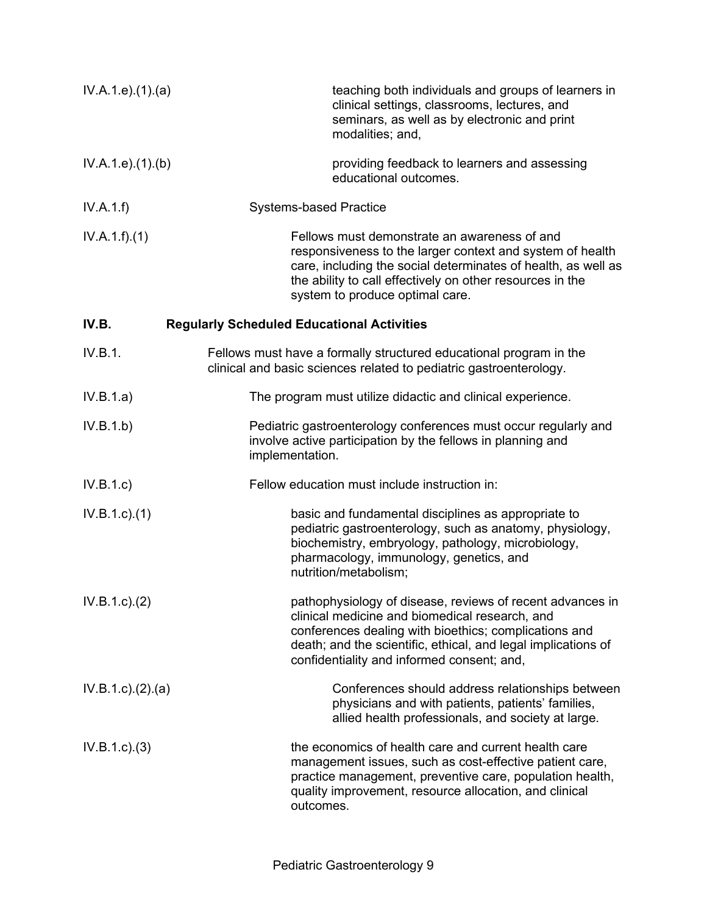IV.A.1.e).(1).(a) teaching both individuals and groups of learners in clinical settings, classrooms, lectures, and seminars, as well as by electronic and print modalities; and,

IV.A.1.e).(1).(b) providing feedback to learners and assessing educational outcomes.

IV.A.1.f) Systems-based Practice

IV.A.1.f).(1) Fellows must demonstrate an awareness of and responsiveness to the larger context and system of health care, including the social determinates of health, as well as the ability to call effectively on other resources in the system to produce optimal care.

**IV.B. Regularly Scheduled Educational Activities**

IV.B.1. Fellows must have a formally structured educational program in the clinical and basic sciences related to pediatric gastroenterology.

IV.B.1.a) The program must utilize didactic and clinical experience.

IV.B.1.b) Pediatric gastroenterology conferences must occur regularly and involve active participation by the fellows in planning and implementation.

IV.B.1.c) Fellow education must include instruction in:

IV.B.1.c).(1) basic and fundamental disciplines as appropriate to pediatric gastroenterology, such as anatomy, physiology, biochemistry, embryology, pathology, microbiology, pharmacology, immunology, genetics, and nutrition/metabolism;

IV.B.1.c).(2) pathophysiology of disease, reviews of recent advances in clinical medicine and biomedical research, and conferences dealing with bioethics; complications and death; and the scientific, ethical, and legal implications of confidentiality and informed consent; and,

IV.B.1.c).(2).(a) Conferences should address relationships between physicians and with patients, patients' families, allied health professionals, and society at large.

IV.B.1.c).(3) the economics of health care and current health care management issues, such as cost-effective patient care, practice management, preventive care, population health, quality improvement, resource allocation, and clinical outcomes.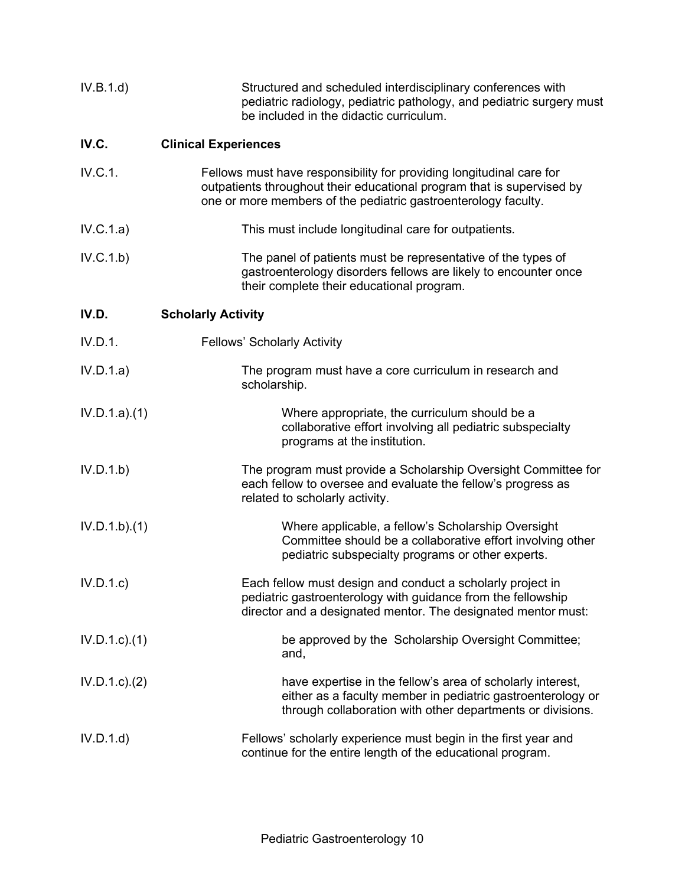IV.B.1.d) Structured and scheduled interdisciplinary conferences with pediatric radiology, pediatric pathology, and pediatric surgery must be included in the didactic curriculum.

**IV.C. Clinical Experiences**

IV.C.1. Fellows must have responsibility for providing longitudinal care for outpatients throughout their educational program that is supervised by one or more members of the pediatric gastroenterology faculty.

IV.C.1.a) This must include longitudinal care for outpatients.

IV.C.1.b) The panel of patients must be representative of the types of gastroenterology disorders fellows are likely to encounter once their complete their educational program.

**IV.D. Scholarly Activity**

IV.D.1. Fellows' Scholarly Activity

IV.D.1.a) The program must have a core curriculum in research and scholarship.

IV.D.1.a).(1) Where appropriate, the curriculum should be a collaborative effort involving all pediatric subspecialty programs at the institution.

IV.D.1.b) The program must provide a Scholarship Oversight Committee for each fellow to oversee and evaluate the fellow's progress as related to scholarly activity.

IV.D.1.b).(1) Where applicable, a fellow's Scholarship Oversight Committee should be a collaborative effort involving other pediatric subspecialty programs or other experts.

IV.D.1.c) Each fellow must design and conduct a scholarly project in pediatric gastroenterology with guidance from the fellowship director and a designated mentor. The designated mentor must:

IV.D.1.c).(1) be approved by the Scholarship Oversight Committee; and,

IV.D.1.c).(2) have expertise in the fellow's area of scholarly interest, either as a faculty member in pediatric gastroenterology or through collaboration with other departments or divisions.

IV.D.1.d) Fellows' scholarly experience must begin in the first year and continue for the entire length of the educational program.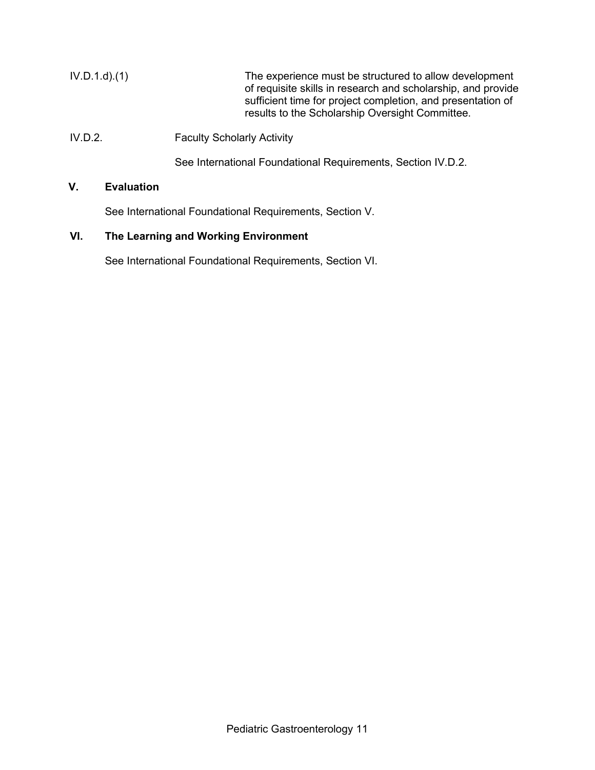IV.D.1.d).(1) The experience must be structured to allow development of requisite skills in research and scholarship, and provide sufficient time for project completion, and presentation of results to the Scholarship Oversight Committee.

IV.D.2. Faculty Scholarly Activity

See International Foundational Requirements, Section IV.D.2.

## V. Evaluation

See International Foundational Requirements, Section V.

## VI. The Learning and Working Environment

See International Foundational Requirements, Section VI.